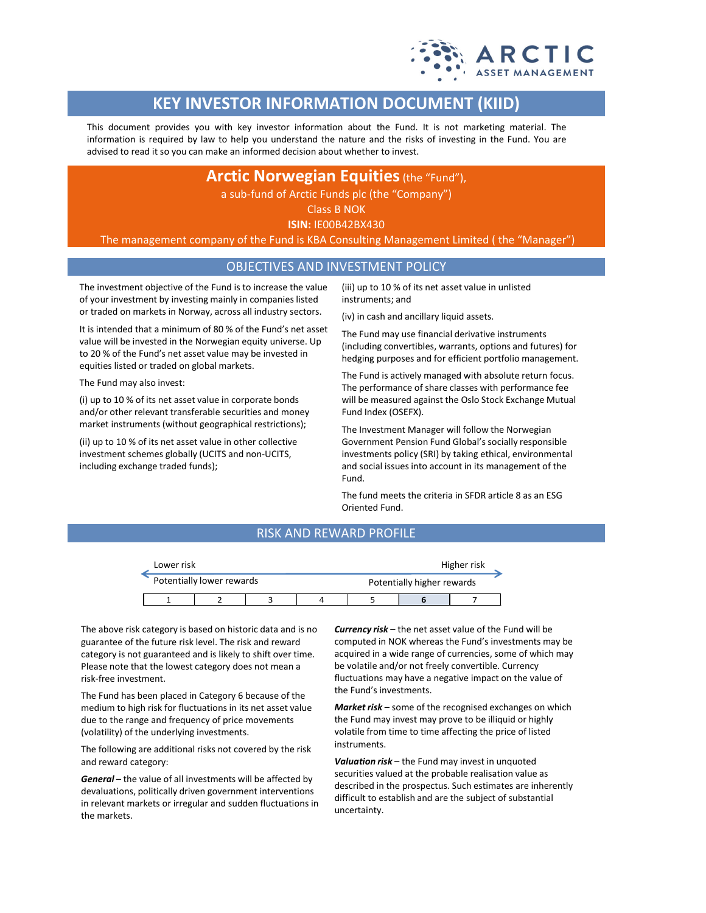# KEY INVESTOR INFORMATION DOCUMENT (KIID)

This document provides you with key investor information about the Fund. It is not marketing material. The information is required by law to help you understand the nature and the risks of investing in the Fund. You are advised to read it so you can make an informed decision about whether to invest.

**Arctic Norwegian Equities** (the "Fund"),
a sub-fund of Arctic Funds plc (the "Company")
Class B NOK
**ISIN:** IE00B42BX430
The management company of the Fund is KBA Consulting Management Limited ( the "Manager")

## OBJECTIVES AND INVESTMENT POLICY

The investment objective of the Fund is to increase the value of your investment by investing mainly in companies listed or traded on markets in Norway, across all industry sectors.

It is intended that a minimum of 80 % of the Fund's net asset value will be invested in the Norwegian equity universe. Up to 20 % of the Fund's net asset value may be invested in equities listed or traded on global markets.

The Fund may also invest:

(i) up to 10 % of its net asset value in corporate bonds and/or other relevant transferable securities and money market instruments (without geographical restrictions);

(ii) up to 10 % of its net asset value in other collective investment schemes globally (UCITS and non-UCITS, including exchange traded funds);

(iii) up to 10 % of its net asset value in unlisted instruments; and

(iv) in cash and ancillary liquid assets.

The Fund may use financial derivative instruments (including convertibles, warrants, options and futures) for hedging purposes and for efficient portfolio management.

The Fund is actively managed with absolute return focus. The performance of share classes with performance fee will be measured against the Oslo Stock Exchange Mutual Fund Index (OSEFX).

The Investment Manager will follow the Norwegian Government Pension Fund Global's socially responsible investments policy (SRI) by taking ethical, environmental and social issues into account in its management of the Fund.

The fund meets the criteria in SFDR article 8 as an ESG Oriented Fund.

## RISK AND REWARD PROFILE

| Lower risk | | | | | | Higher risk |
|---|---|---|---|---|---|---|
| Potentially lower rewards | | | | | | Potentially higher rewards |
| 1 | 2 | 3 | 4 | 5 | **6** | 7 |

The above risk category is based on historic data and is no guarantee of the future risk level. The risk and reward category is not guaranteed and is likely to shift over time. Please note that the lowest category does not mean a risk-free investment.

The Fund has been placed in Category 6 because of the medium to high risk for fluctuations in its net asset value due to the range and frequency of price movements (volatility) of the underlying investments.

The following are additional risks not covered by the risk and reward category:

***General*** – the value of all investments will be affected by devaluations, politically driven government interventions in relevant markets or irregular and sudden fluctuations in the markets.

***Currency risk*** – the net asset value of the Fund will be computed in NOK whereas the Fund's investments may be acquired in a wide range of currencies, some of which may be volatile and/or not freely convertible. Currency fluctuations may have a negative impact on the value of the Fund's investments.

***Market risk*** – some of the recognised exchanges on which the Fund may invest may prove to be illiquid or highly volatile from time to time affecting the price of listed instruments.

***Valuation risk*** – the Fund may invest in unquoted securities valued at the probable realisation value as described in the prospectus. Such estimates are inherently difficult to establish and are the subject of substantial uncertainty.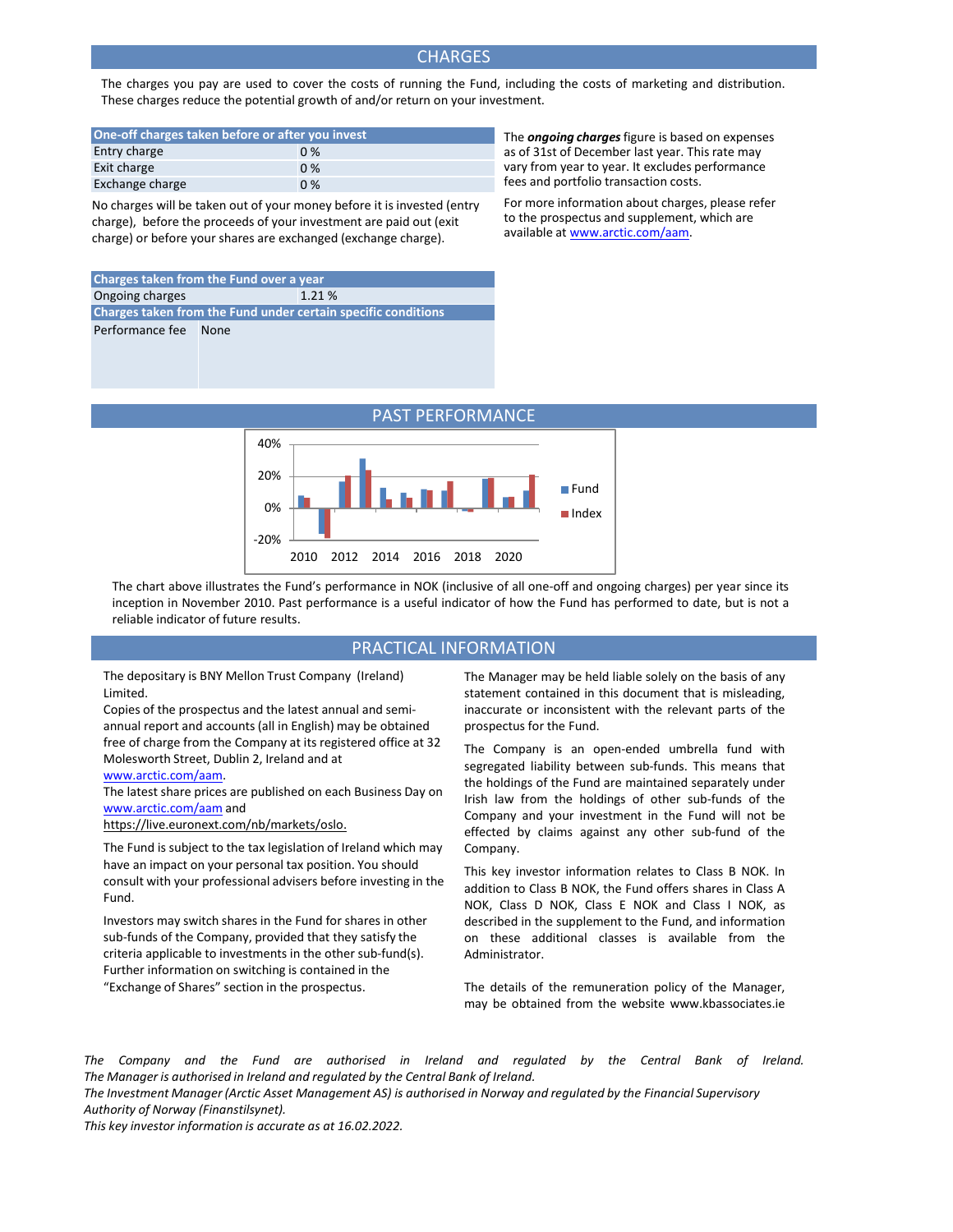## CHARGES

The charges you pay are used to cover the costs of running the Fund, including the costs of marketing and distribution. These charges reduce the potential growth of and/or return on your investment.

| One-off charges taken before or after you invest | |
|---|---|
| Entry charge | 0 % |
| Exit charge | 0 % |
| Exchange charge | 0 % |

No charges will be taken out of your money before it is invested (entry charge), before the proceeds of your investment are paid out (exit charge) or before your shares are exchanged (exchange charge).

| Charges taken from the Fund over a year | |
|---|---|
| Ongoing charges | 1.21 % |
| **Charges taken from the Fund under certain specific conditions** | |
| Performance fee | None |

The ***ongoing charges*** figure is based on expenses as of 31st of December last year. This rate may vary from year to year. It excludes performance fees and portfolio transaction costs.

For more information about charges, please refer to the prospectus and supplement, which are available at www.arctic.com/aam.

## PAST PERFORMANCE

40%
20%
0%
-20%
2010 2012 2014 2016 2018 2020
Fund
Index

The chart above illustrates the Fund's performance in NOK (inclusive of all one-off and ongoing charges) per year since its inception in November 2010. Past performance is a useful indicator of how the Fund has performed to date, but is not a reliable indicator of future results.

## PRACTICAL INFORMATION

The depositary is BNY Mellon Trust Company (Ireland) Limited.

Copies of the prospectus and the latest annual and semi-annual report and accounts (all in English) may be obtained free of charge from the Company at its registered office at 32 Molesworth Street, Dublin 2, Ireland and at www.arctic.com/aam.

The latest share prices are published on each Business Day on www.arctic.com/aam and https://live.euronext.com/nb/markets/oslo.

The Fund is subject to the tax legislation of Ireland which may have an impact on your personal tax position. You should consult with your professional advisers before investing in the Fund.

Investors may switch shares in the Fund for shares in other sub-funds of the Company, provided that they satisfy the criteria applicable to investments in the other sub-fund(s). Further information on switching is contained in the "Exchange of Shares" section in the prospectus.

The Manager may be held liable solely on the basis of any statement contained in this document that is misleading, inaccurate or inconsistent with the relevant parts of the prospectus for the Fund.

The Company is an open-ended umbrella fund with segregated liability between sub-funds. This means that the holdings of the Fund are maintained separately under Irish law from the holdings of other sub-funds of the Company and your investment in the Fund will not be effected by claims against any other sub-fund of the Company.

This key investor information relates to Class B NOK. In addition to Class B NOK, the Fund offers shares in Class A NOK, Class D NOK, Class E NOK and Class I NOK, as described in the supplement to the Fund, and information on these additional classes is available from the Administrator.

The details of the remuneration policy of the Manager, may be obtained from the website www.kbassociates.ie

*The Company and the Fund are authorised in Ireland and regulated by the Central Bank of Ireland.*
*The Manager is authorised in Ireland and regulated by the Central Bank of Ireland.*
*The Investment Manager (Arctic Asset Management AS) is authorised in Norway and regulated by the Financial Supervisory Authority of Norway (Finanstilsynet).*
*This key investor information is accurate as at 16.02.2022.*